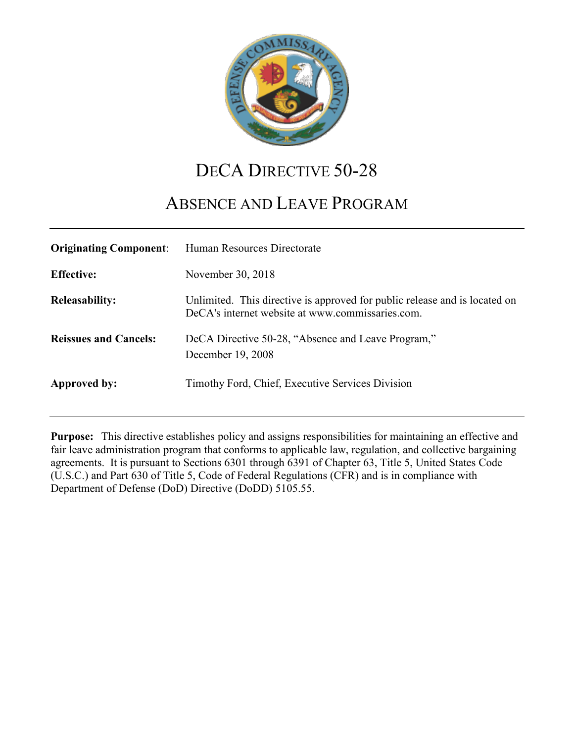# DeCA Directive 50-28

## Absence and Leave Program

| | |
|---|---|
| **Originating Component**: | Human Resources Directorate |
| **Effective:** | November 30, 2018 |
| **Releasability:** | Unlimited. This directive is approved for public release and is located on DeCA's internet website at www.commissaries.com. |
| **Reissues and Cancels:** | DeCA Directive 50-28, "Absence and Leave Program," December 19, 2008 |
| **Approved by:** | Timothy Ford, Chief, Executive Services Division |

**Purpose:** This directive establishes policy and assigns responsibilities for maintaining an effective and fair leave administration program that conforms to applicable law, regulation, and collective bargaining agreements. It is pursuant to Sections 6301 through 6391 of Chapter 63, Title 5, United States Code (U.S.C.) and Part 630 of Title 5, Code of Federal Regulations (CFR) and is in compliance with Department of Defense (DoD) Directive (DoDD) 5105.55.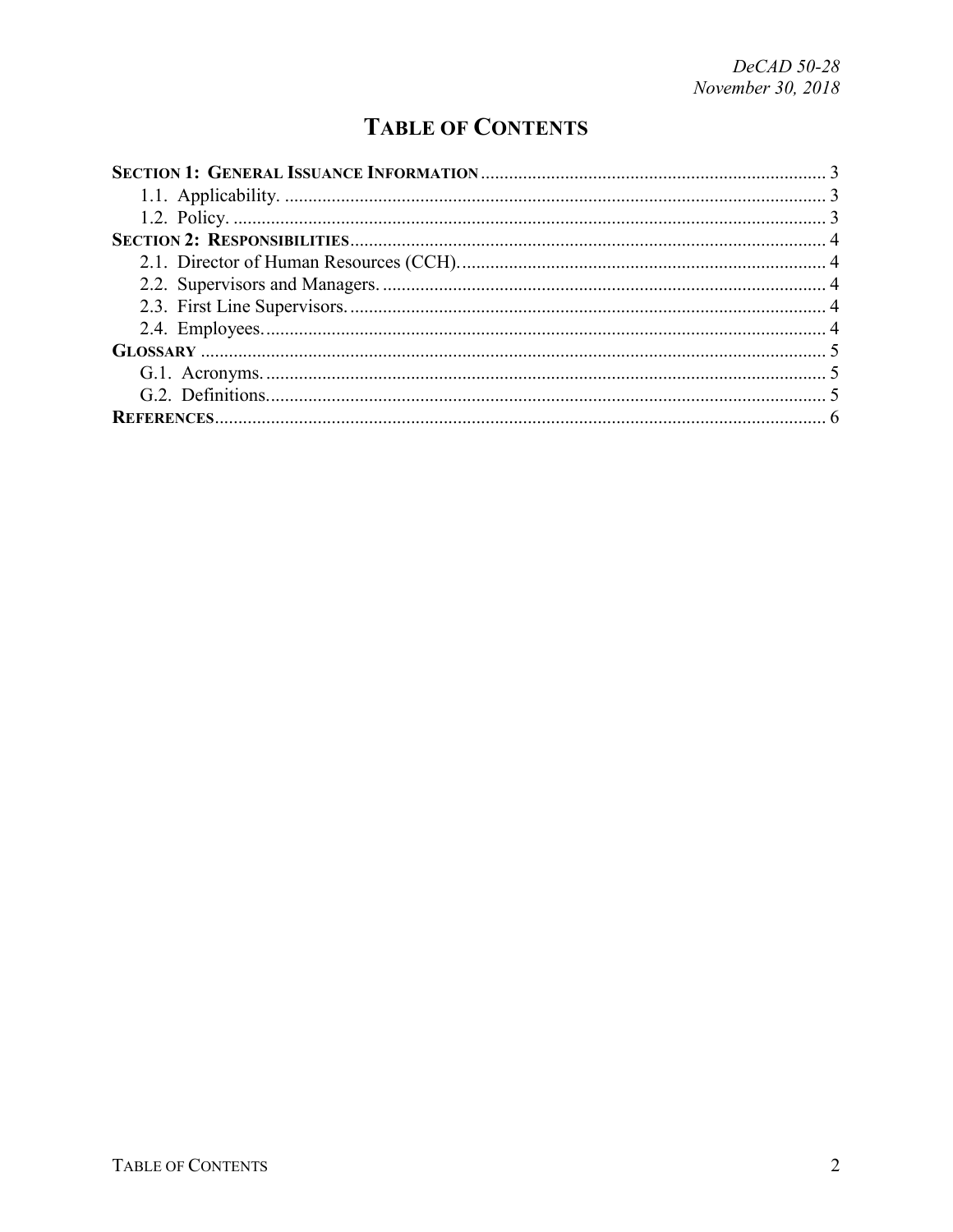# TABLE OF CONTENTS

**SECTION 1: GENERAL ISSUANCE INFORMATION** ........ 3
- 1.1. Applicability. ........ 3
- 1.2. Policy. ........ 3

**SECTION 2: RESPONSIBILITIES** ........ 4
- 2.1. Director of Human Resources (CCH). ........ 4
- 2.2. Supervisors and Managers. ........ 4
- 2.3. First Line Supervisors. ........ 4
- 2.4. Employees. ........ 4

**GLOSSARY** ........ 5
- G.1. Acronyms. ........ 5
- G.2. Definitions. ........ 5

**REFERENCES** ........ 6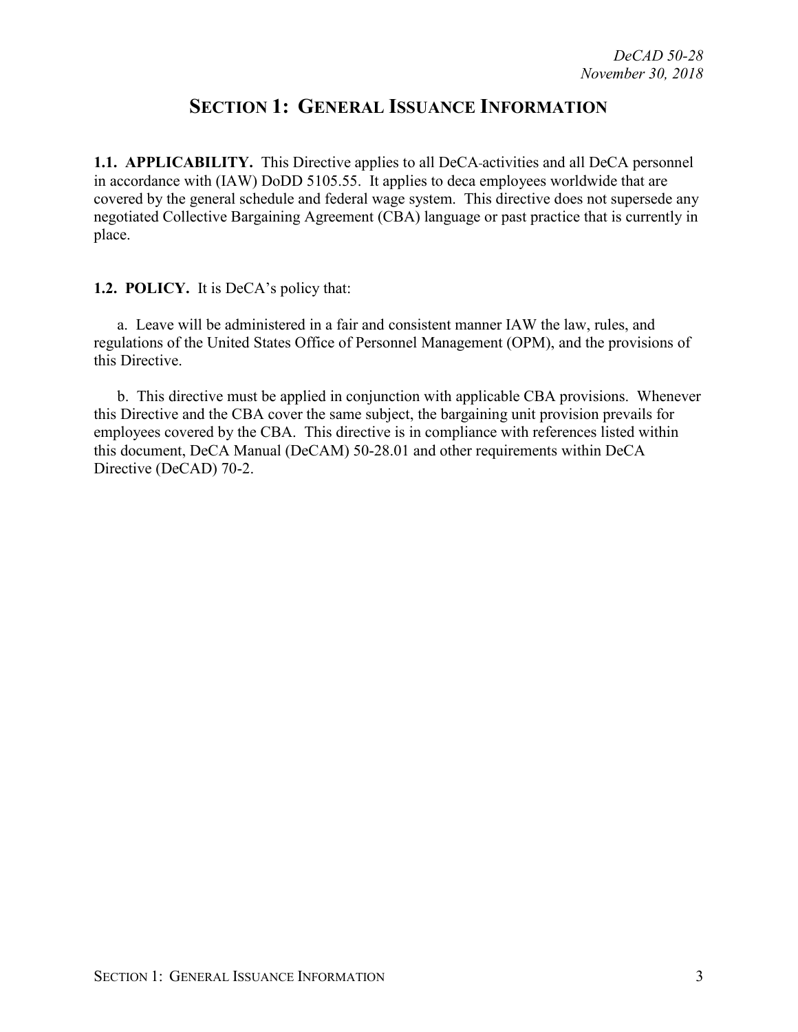# SECTION 1: GENERAL ISSUANCE INFORMATION

**1.1. APPLICABILITY.** This Directive applies to all DeCA activities and all DeCA personnel in accordance with (IAW) DoDD 5105.55. It applies to deca employees worldwide that are covered by the general schedule and federal wage system. This directive does not supersede any negotiated Collective Bargaining Agreement (CBA) language or past practice that is currently in place.

**1.2. POLICY.** It is DeCA's policy that:

a. Leave will be administered in a fair and consistent manner IAW the law, rules, and regulations of the United States Office of Personnel Management (OPM), and the provisions of this Directive.

b. This directive must be applied in conjunction with applicable CBA provisions. Whenever this Directive and the CBA cover the same subject, the bargaining unit provision prevails for employees covered by the CBA. This directive is in compliance with references listed within this document, DeCA Manual (DeCAM) 50-28.01 and other requirements within DeCA Directive (DeCAD) 70-2.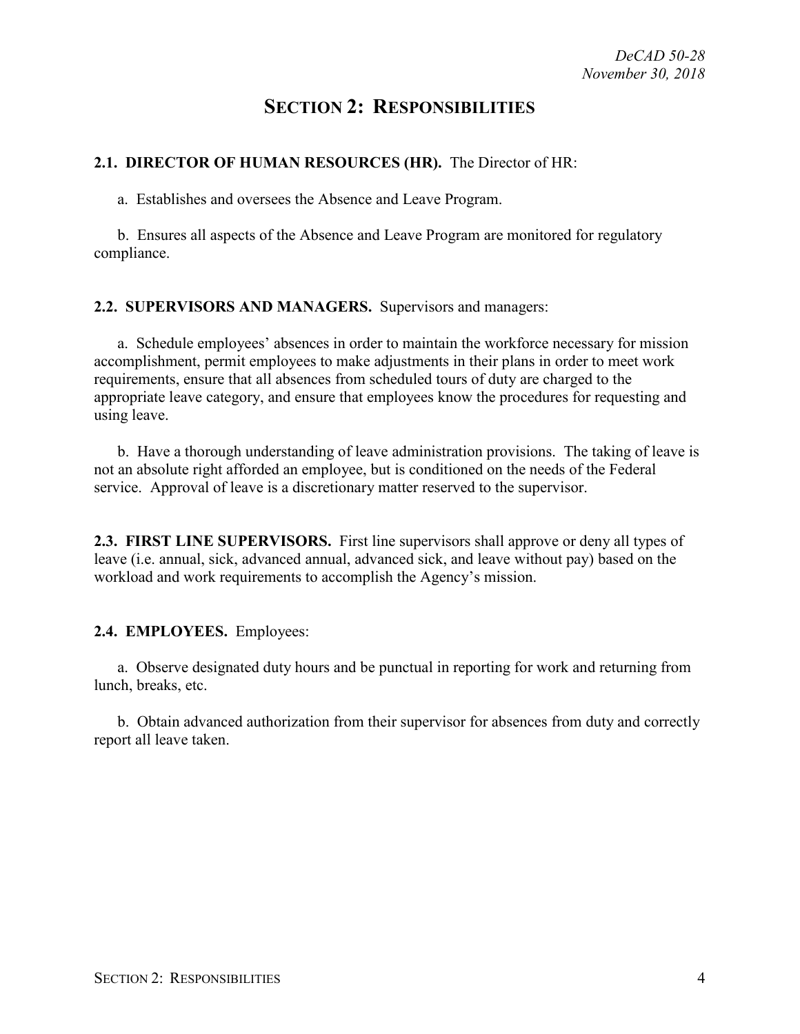# SECTION 2: RESPONSIBILITIES

**2.1. DIRECTOR OF HUMAN RESOURCES (HR).** The Director of HR:

a. Establishes and oversees the Absence and Leave Program.

b. Ensures all aspects of the Absence and Leave Program are monitored for regulatory compliance.

**2.2. SUPERVISORS AND MANAGERS.** Supervisors and managers:

a. Schedule employees' absences in order to maintain the workforce necessary for mission accomplishment, permit employees to make adjustments in their plans in order to meet work requirements, ensure that all absences from scheduled tours of duty are charged to the appropriate leave category, and ensure that employees know the procedures for requesting and using leave.

b. Have a thorough understanding of leave administration provisions. The taking of leave is not an absolute right afforded an employee, but is conditioned on the needs of the Federal service. Approval of leave is a discretionary matter reserved to the supervisor.

**2.3. FIRST LINE SUPERVISORS.** First line supervisors shall approve or deny all types of leave (i.e. annual, sick, advanced annual, advanced sick, and leave without pay) based on the workload and work requirements to accomplish the Agency's mission.

**2.4. EMPLOYEES.** Employees:

a. Observe designated duty hours and be punctual in reporting for work and returning from lunch, breaks, etc.

b. Obtain advanced authorization from their supervisor for absences from duty and correctly report all leave taken.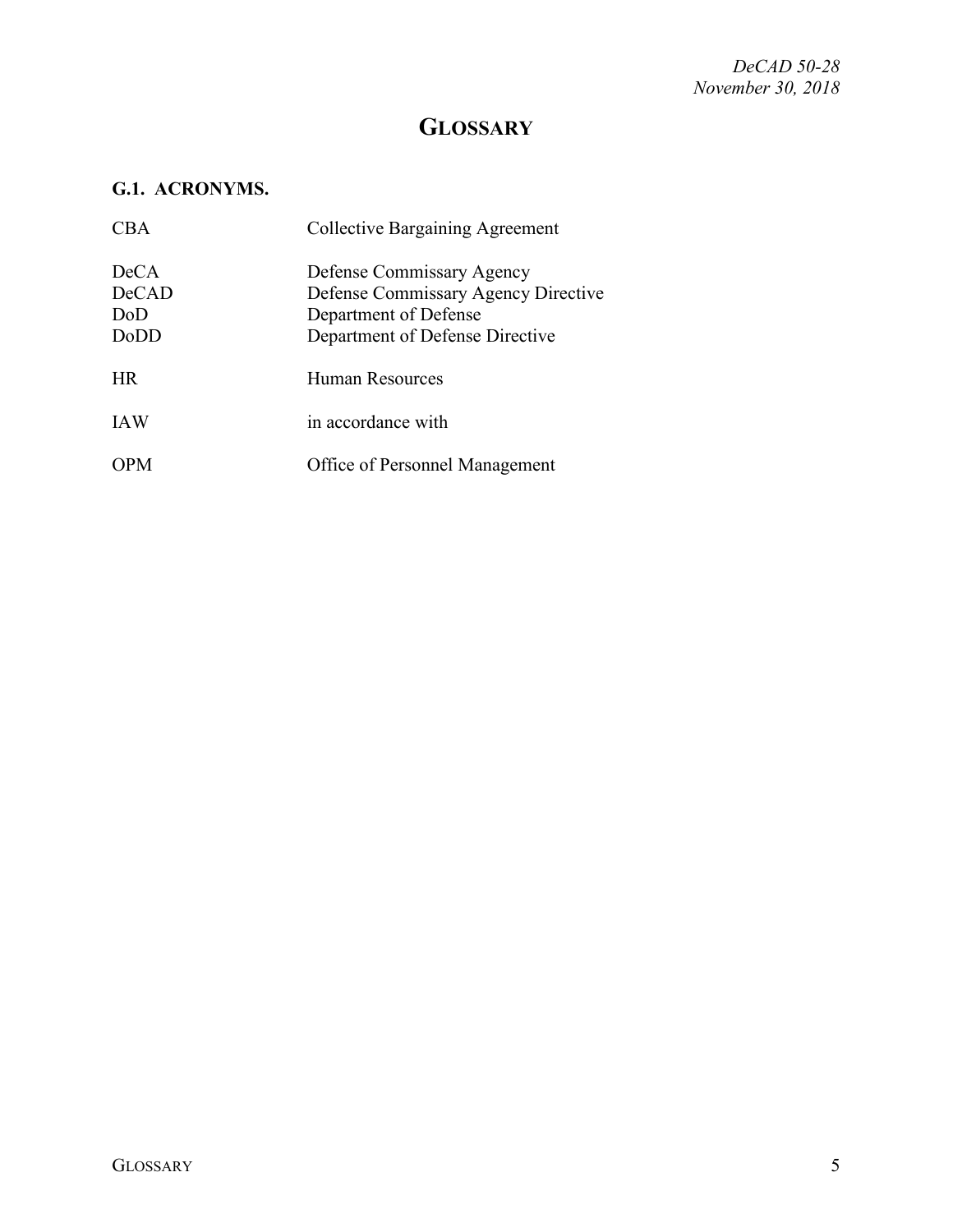# GLOSSARY

## G.1. ACRONYMS.

| | |
|---|---|
| CBA | Collective Bargaining Agreement |
| DeCA | Defense Commissary Agency |
| DeCAD | Defense Commissary Agency Directive |
| DoD | Department of Defense |
| DoDD | Department of Defense Directive |
| HR | Human Resources |
| IAW | in accordance with |
| OPM | Office of Personnel Management |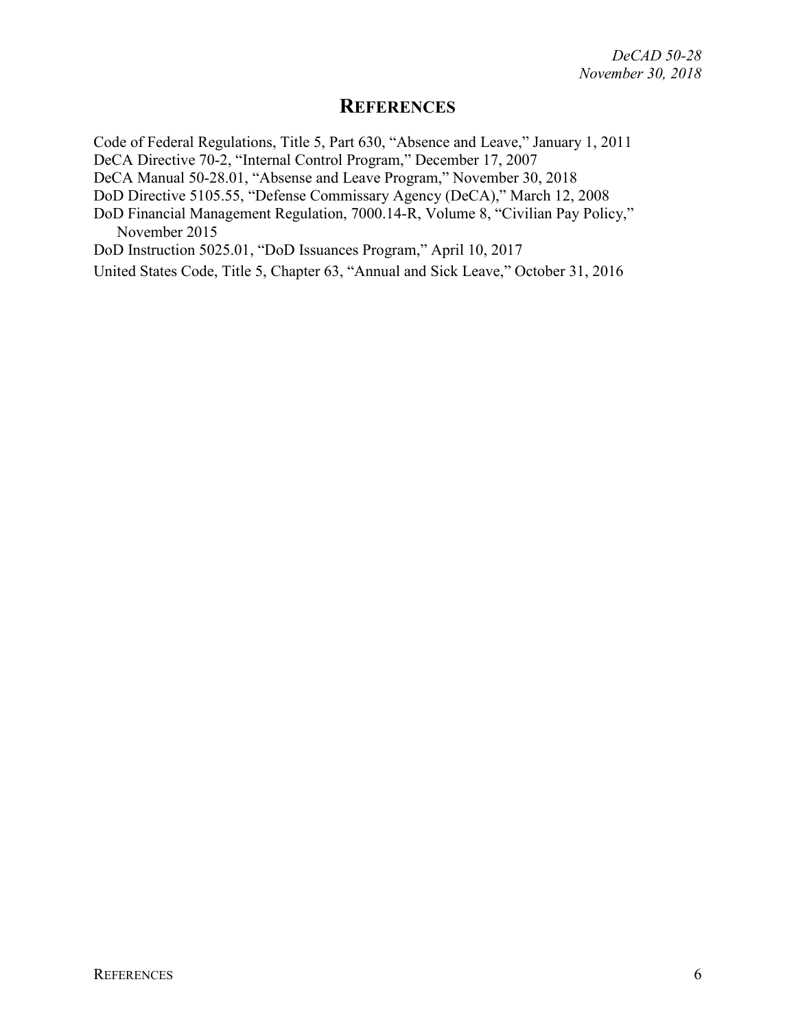# REFERENCES

Code of Federal Regulations, Title 5, Part 630, "Absence and Leave," January 1, 2011

DeCA Directive 70-2, "Internal Control Program," December 17, 2007

DeCA Manual 50-28.01, "Absense and Leave Program," November 30, 2018

DoD Directive 5105.55, "Defense Commissary Agency (DeCA)," March 12, 2008

DoD Financial Management Regulation, 7000.14-R, Volume 8, "Civilian Pay Policy," November 2015

DoD Instruction 5025.01, "DoD Issuances Program," April 10, 2017

United States Code, Title 5, Chapter 63, "Annual and Sick Leave," October 31, 2016